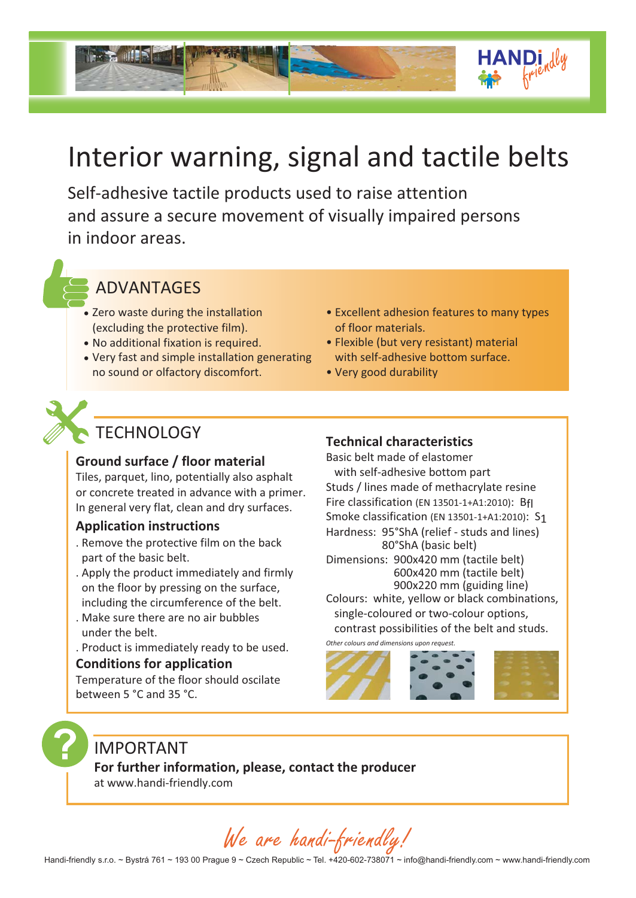# Interior warning, signal and tactile belts

Self-adhesive tactile products used to raise attention and assure a secure movement of visually impaired persons in indoor areas.

## ADVANTAGES

- Zero waste during the installation (excluding the protective film).
- No additional fixation is required.
- Very fast and simple installation generating no sound or olfactory discomfort.
- Excellent adhesion features to many types of floor materials.
- Flexible (but very resistant) material with self-adhesive bottom surface.
- Very good durability

## TECHNOLOGY

### Ground surface / floor material

Tiles, parquet, lino, potentially also asphalt or concrete treated in advance with a primer. In general very flat, clean and dry surfaces.

### Application instructions

. Remove the protective film on the back part of the basic belt.
. Apply the product immediately and firmly on the floor by pressing on the surface, including the circumference of the belt.
. Make sure there are no air bubbles under the belt.
. Product is immediately ready to be used.

### Conditions for application

Temperature of the floor should oscilate between 5 °C and 35 °C.

### Technical characteristics

Basic belt made of elastomer with self-adhesive bottom part
Studs / lines made of methacrylate resine
Fire classification (EN 13501-1+A1:2010): $B_{fl}$
Smoke classification (EN 13501-1+A1:2010): $S_1$
Hardness: 95°ShA (relief - studs and lines)
80°ShA (basic belt)
Dimensions: 900x420 mm (tactile belt)
600x420 mm (tactile belt)
900x220 mm (guiding line)
Colours: white, yellow or black combinations, single-coloured or two-colour options, contrast possibilities of the belt and studs.

*Other colours and dimensions upon request.*

## IMPORTANT

**For further information, please, contact the producer**
at www.handi-friendly.com

*We are handi-friendly!*

Handi-friendly s.r.o. ~ Bystrá 761 ~ 193 00 Prague 9 ~ Czech Republic ~ Tel. +420-602-738071 ~ info@handi-friendly.com ~ www.handi-friendly.com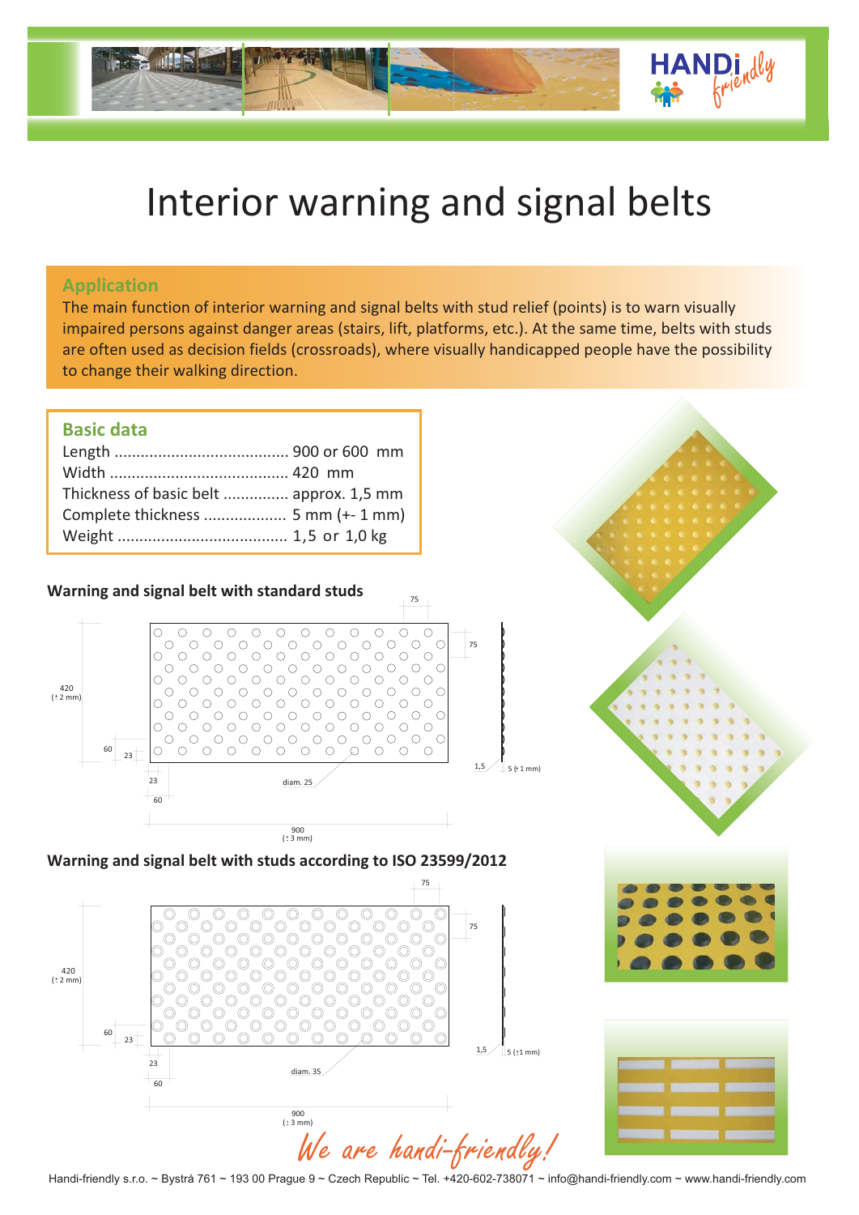# Interior warning and signal belts

## Application

The main function of interior warning and signal belts with stud relief (points) is to warn visually impaired persons against danger areas (stairs, lift, platforms, etc.). At the same time, belts with studs are often used as decision fields (crossroads), where visually handicapped people have the possibility to change their walking direction.

## Basic data

| | |
|---|---|
| Length | 900 or 600 mm |
| Width | 420 mm |
| Thickness of basic belt | approx. 1,5 mm |
| Complete thickness | 5 mm (+- 1 mm) |
| Weight | 1,5 or 1,0 kg |

### Warning and signal belt with standard studs

75

75

420 (± 2 mm)

60

23

23

60

diam. 25

1,5

5 (± 1 mm)

900 (± 3 mm)

### Warning and signal belt with studs according to ISO 23599/2012

75

75

420 (± 2 mm)

60

23

23

60

diam. 35

1,5

5 (±1 mm)

900 (± 3 mm)

*We are handi-friendly!*

Handi-friendly s.r.o. ~ Bystrá 761 ~ 193 00 Prague 9 ~ Czech Republic ~ Tel. +420-602-738071 ~ info@handi-friendly.com ~ www.handi-friendly.com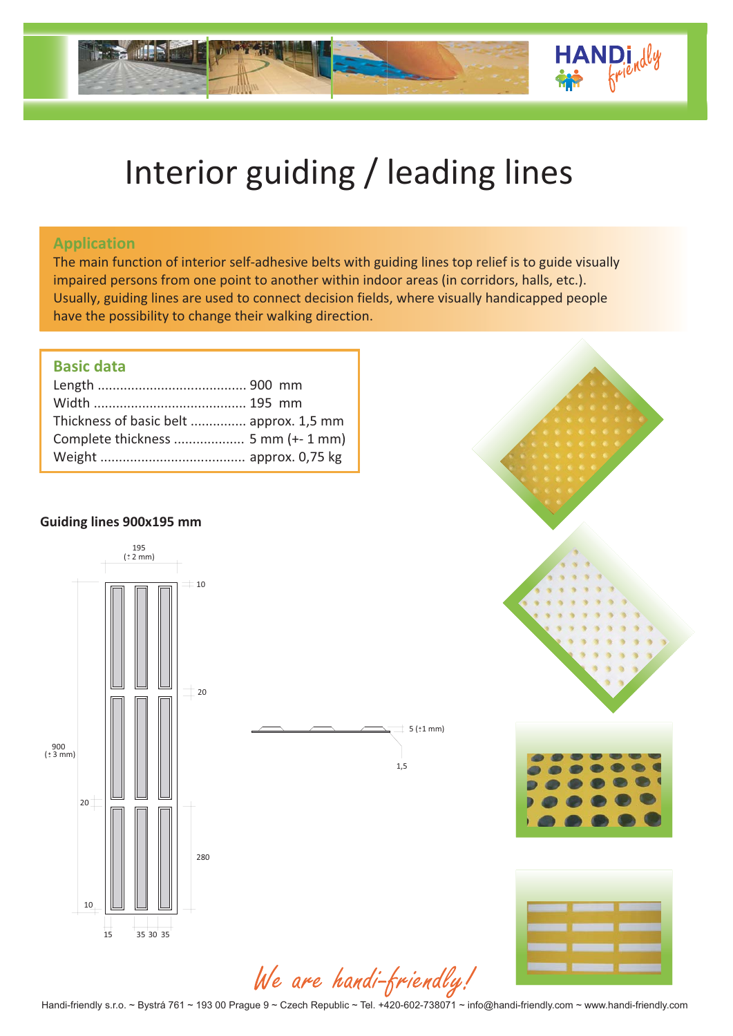# Interior guiding / leading lines

## Application

The main function of interior self-adhesive belts with guiding lines top relief is to guide visually impaired persons from one point to another within indoor areas (in corridors, halls, etc.). Usually, guiding lines are used to connect decision fields, where visually handicapped people have the possibility to change their walking direction.

## Basic data

| | |
|---|---|
| Length | 900 mm |
| Width | 195 mm |
| Thickness of basic belt | approx. 1,5 mm |
| Complete thickness | 5 mm (+- 1 mm) |
| Weight | approx. 0,75 kg |

### Guiding lines 900x195 mm

195
(± 2 mm)
10
20
900
(± 3 mm)
20
280
10
15
35 30 35
5 (±1 mm)
1,5

*We are handi-friendly!*

Handi-friendly s.r.o. ~ Bystrá 761 ~ 193 00 Prague 9 ~ Czech Republic ~ Tel. +420-602-738071 ~ info@handi-friendly.com ~ www.handi-friendly.com